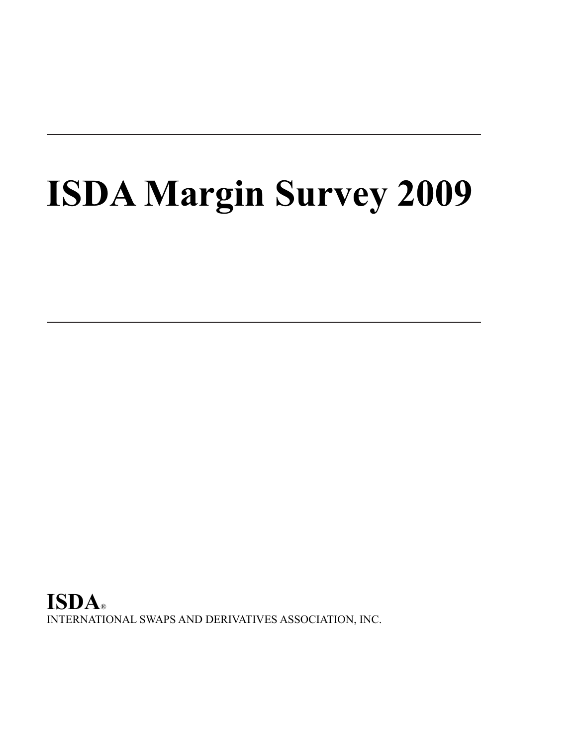# ISDA Margin Survey 2009

**ISDA®**

INTERNATIONAL SWAPS AND DERIVATIVES ASSOCIATION, INC.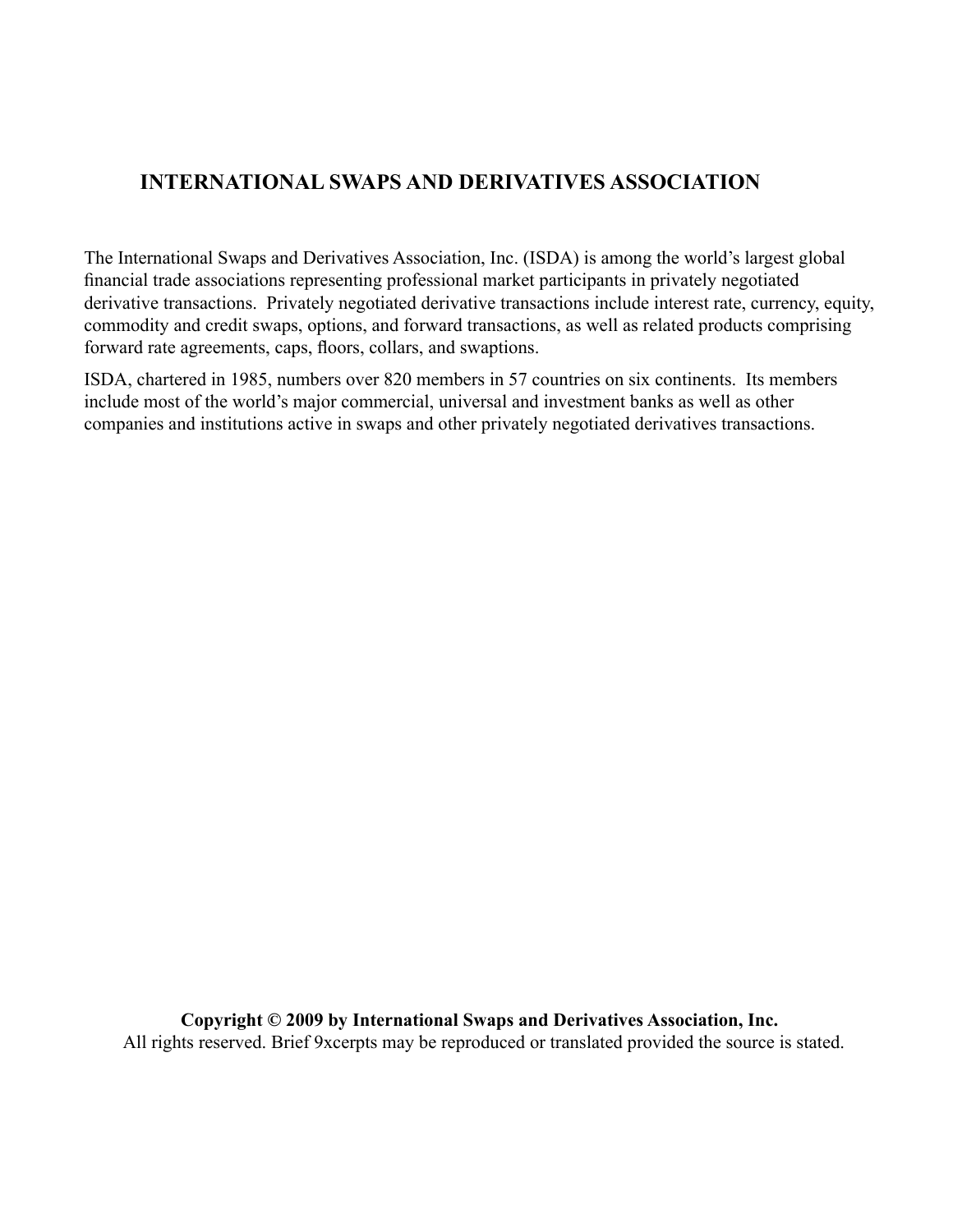# INTERNATIONAL SWAPS AND DERIVATIVES ASSOCIATION

The International Swaps and Derivatives Association, Inc. (ISDA) is among the world's largest global financial trade associations representing professional market participants in privately negotiated derivative transactions. Privately negotiated derivative transactions include interest rate, currency, equity, commodity and credit swaps, options, and forward transactions, as well as related products comprising forward rate agreements, caps, floors, collars, and swaptions.

ISDA, chartered in 1985, numbers over 820 members in 57 countries on six continents. Its members include most of the world's major commercial, universal and investment banks as well as other companies and institutions active in swaps and other privately negotiated derivatives transactions.

**Copyright © 2009 by International Swaps and Derivatives Association, Inc.**
All rights reserved. Brief 9xcerpts may be reproduced or translated provided the source is stated.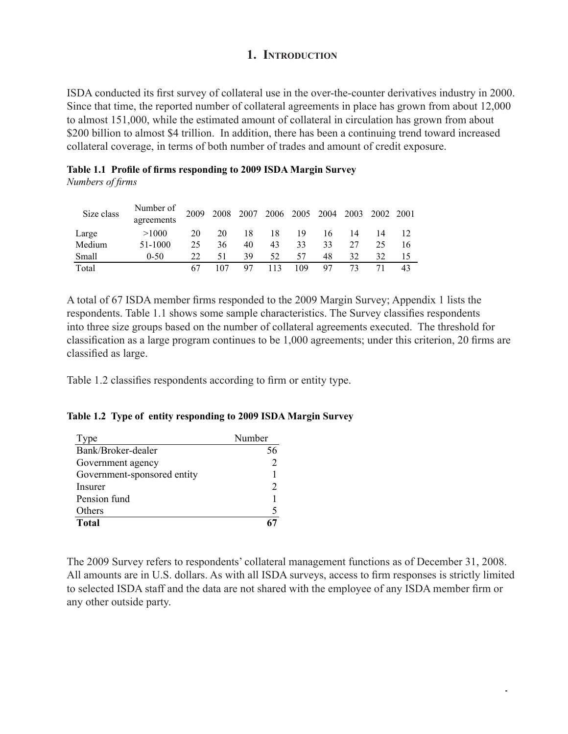# 1. Introduction

ISDA conducted its first survey of collateral use in the over-the-counter derivatives industry in 2000. Since that time, the reported number of collateral agreements in place has grown from about 12,000 to almost 151,000, while the estimated amount of collateral in circulation has grown from about $200 billion to almost $4 trillion. In addition, there has been a continuing trend toward increased collateral coverage, in terms of both number of trades and amount of credit exposure.

**Table 1.1 Profile of firms responding to 2009 ISDA Margin Survey**
*Numbers of firms*

| Size class | Number of agreements | 2009 | 2008 | 2007 | 2006 | 2005 | 2004 | 2003 | 2002 | 2001 |
|---|---|---|---|---|---|---|---|---|---|---|
| Large | >1000 | 20 | 20 | 18 | 18 | 19 | 16 | 14 | 14 | 12 |
| Medium | 51-1000 | 25 | 36 | 40 | 43 | 33 | 33 | 27 | 25 | 16 |
| Small | 0-50 | 22 | 51 | 39 | 52 | 57 | 48 | 32 | 32 | 15 |
| Total | | 67 | 107 | 97 | 113 | 109 | 97 | 73 | 71 | 43 |

A total of 67 ISDA member firms responded to the 2009 Margin Survey; Appendix 1 lists the respondents. Table 1.1 shows some sample characteristics. The Survey classifies respondents into three size groups based on the number of collateral agreements executed. The threshold for classification as a large program continues to be 1,000 agreements; under this criterion, 20 firms are classified as large.

Table 1.2 classifies respondents according to firm or entity type.

**Table 1.2 Type of entity responding to 2009 ISDA Margin Survey**

| Type | Number |
|---|---|
| Bank/Broker-dealer | 56 |
| Government agency | 2 |
| Government-sponsored entity | 1 |
| Insurer | 2 |
| Pension fund | 1 |
| Others | 5 |
| **Total** | **67** |

The 2009 Survey refers to respondents' collateral management functions as of December 31, 2008. All amounts are in U.S. dollars. As with all ISDA surveys, access to firm responses is strictly limited to selected ISDA staff and the data are not shared with the employee of any ISDA member firm or any other outside party.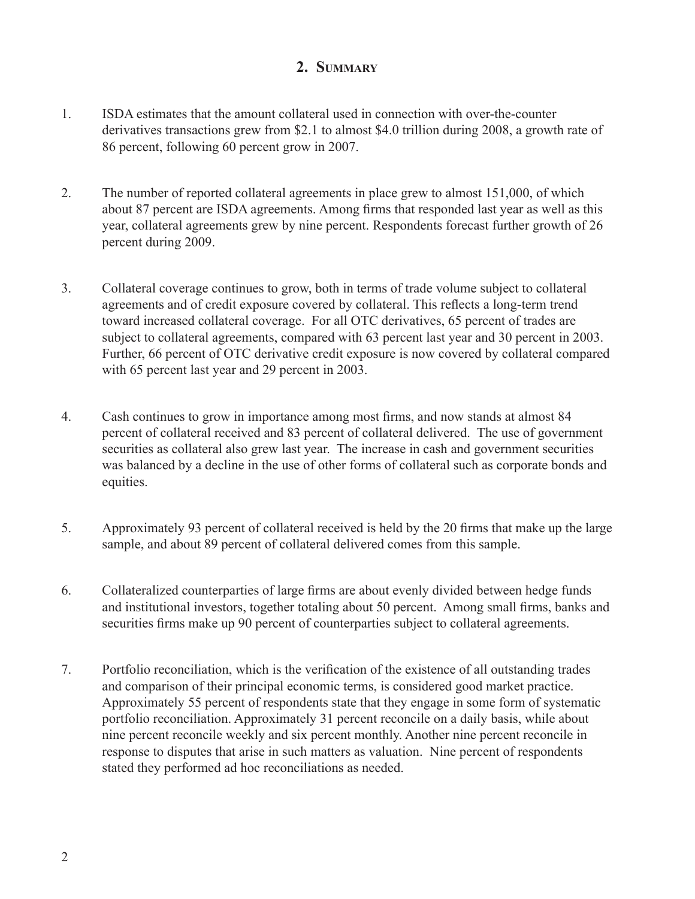## 2. Summary

1. ISDA estimates that the amount collateral used in connection with over-the-counter derivatives transactions grew from $2.1 to almost $4.0 trillion during 2008, a growth rate of 86 percent, following 60 percent grow in 2007.

2. The number of reported collateral agreements in place grew to almost 151,000, of which about 87 percent are ISDA agreements. Among firms that responded last year as well as this year, collateral agreements grew by nine percent. Respondents forecast further growth of 26 percent during 2009.

3. Collateral coverage continues to grow, both in terms of trade volume subject to collateral agreements and of credit exposure covered by collateral. This reflects a long-term trend toward increased collateral coverage. For all OTC derivatives, 65 percent of trades are subject to collateral agreements, compared with 63 percent last year and 30 percent in 2003. Further, 66 percent of OTC derivative credit exposure is now covered by collateral compared with 65 percent last year and 29 percent in 2003.

4. Cash continues to grow in importance among most firms, and now stands at almost 84 percent of collateral received and 83 percent of collateral delivered. The use of government securities as collateral also grew last year. The increase in cash and government securities was balanced by a decline in the use of other forms of collateral such as corporate bonds and equities.

5. Approximately 93 percent of collateral received is held by the 20 firms that make up the large sample, and about 89 percent of collateral delivered comes from this sample.

6. Collateralized counterparties of large firms are about evenly divided between hedge funds and institutional investors, together totaling about 50 percent. Among small firms, banks and securities firms make up 90 percent of counterparties subject to collateral agreements.

7. Portfolio reconciliation, which is the verification of the existence of all outstanding trades and comparison of their principal economic terms, is considered good market practice. Approximately 55 percent of respondents state that they engage in some form of systematic portfolio reconciliation. Approximately 31 percent reconcile on a daily basis, while about nine percent reconcile weekly and six percent monthly. Another nine percent reconcile in response to disputes that arise in such matters as valuation. Nine percent of respondents stated they performed ad hoc reconciliations as needed.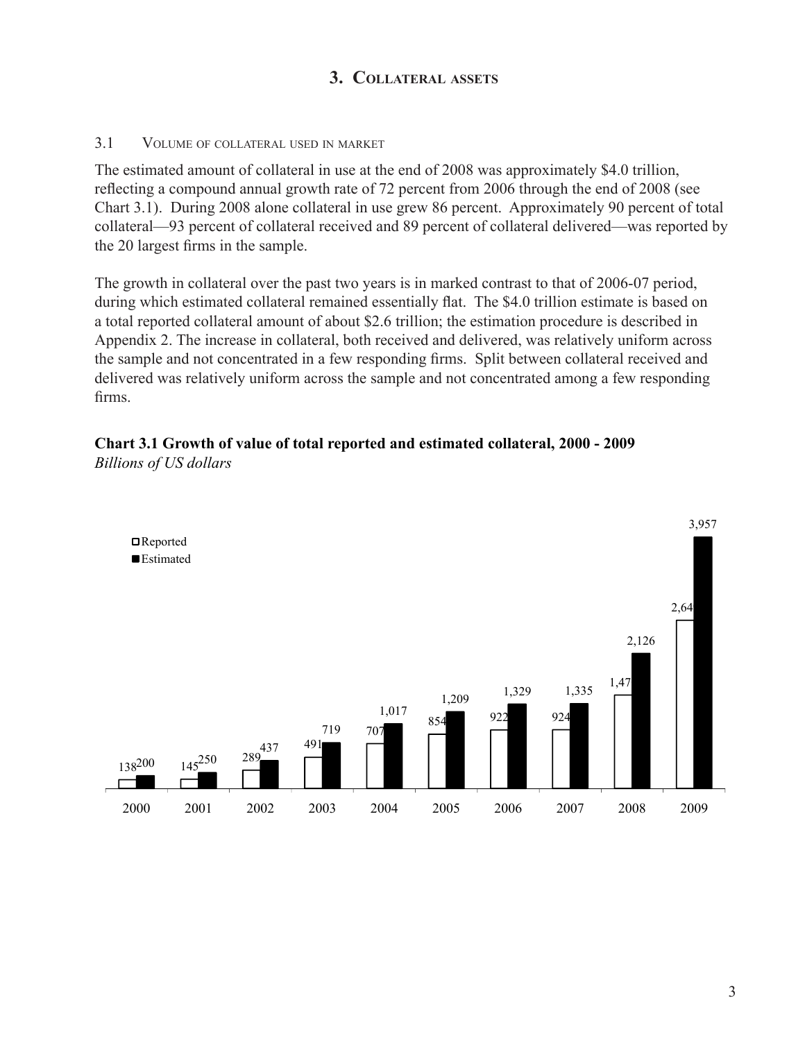## 3. Collateral assets

### 3.1 Volume of collateral used in market

The estimated amount of collateral in use at the end of 2008 was approximately $4.0 trillion, reflecting a compound annual growth rate of 72 percent from 2006 through the end of 2008 (see Chart 3.1). During 2008 alone collateral in use grew 86 percent. Approximately 90 percent of total collateral—93 percent of collateral received and 89 percent of collateral delivered—was reported by the 20 largest firms in the sample.

The growth in collateral over the past two years is in marked contrast to that of 2006-07 period, during which estimated collateral remained essentially flat. The $4.0 trillion estimate is based on a total reported collateral amount of about $2.6 trillion; the estimation procedure is described in Appendix 2. The increase in collateral, both received and delivered, was relatively uniform across the sample and not concentrated in a few responding firms. Split between collateral received and delivered was relatively uniform across the sample and not concentrated among a few responding firms.

**Chart 3.1 Growth of value of total reported and estimated collateral, 2000 - 2009**
*Billions of US dollars*

| Year | Reported | Estimated |
|---|---|---|
| 2000 | 138 | 200 |
| 2001 | 145 | 250 |
| 2002 | 289 | 437 |
| 2003 | 491 | 719 |
| 2004 | 707 | 1,017 |
| 2005 | 854 | 1,209 |
| 2006 | 922 | 1,329 |
| 2007 | 924 | 1,335 |
| 2008 | 1,47 | 2,126 |
| 2009 | 2,64 | 3,957 |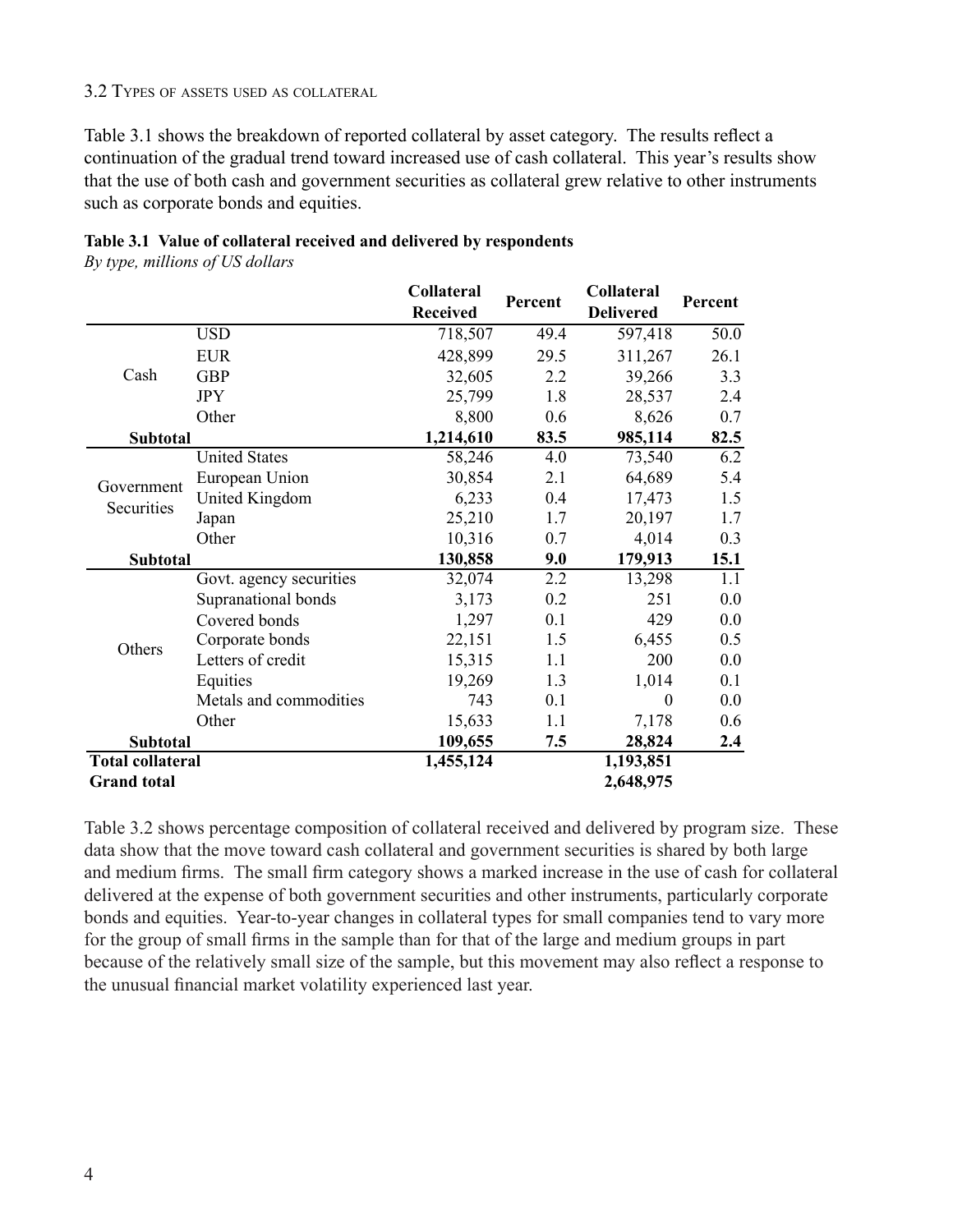### 3.2 Types of assets used as collateral

Table 3.1 shows the breakdown of reported collateral by asset category. The results reflect a continuation of the gradual trend toward increased use of cash collateral. This year's results show that the use of both cash and government securities as collateral grew relative to other instruments such as corporate bonds and equities.

**Table 3.1 Value of collateral received and delivered by respondents**

*By type, millions of US dollars*

| | | Collateral Received | Percent | Collateral Delivered | Percent |
|---|---|---|---|---|---|
| Cash | USD | 718,507 | 49.4 | 597,418 | 50.0 |
| | EUR | 428,899 | 29.5 | 311,267 | 26.1 |
| | GBP | 32,605 | 2.2 | 39,266 | 3.3 |
| | JPY | 25,799 | 1.8 | 28,537 | 2.4 |
| | Other | 8,800 | 0.6 | 8,626 | 0.7 |
| **Subtotal** | | **1,214,610** | **83.5** | **985,114** | **82.5** |
| Government Securities | United States | 58,246 | 4.0 | 73,540 | 6.2 |
| | European Union | 30,854 | 2.1 | 64,689 | 5.4 |
| | United Kingdom | 6,233 | 0.4 | 17,473 | 1.5 |
| | Japan | 25,210 | 1.7 | 20,197 | 1.7 |
| | Other | 10,316 | 0.7 | 4,014 | 0.3 |
| **Subtotal** | | **130,858** | **9.0** | **179,913** | **15.1** |
| Others | Govt. agency securities | 32,074 | 2.2 | 13,298 | 1.1 |
| | Supranational bonds | 3,173 | 0.2 | 251 | 0.0 |
| | Covered bonds | 1,297 | 0.1 | 429 | 0.0 |
| | Corporate bonds | 22,151 | 1.5 | 6,455 | 0.5 |
| | Letters of credit | 15,315 | 1.1 | 200 | 0.0 |
| | Equities | 19,269 | 1.3 | 1,014 | 0.1 |
| | Metals and commodities | 743 | 0.1 | 0 | 0.0 |
| | Other | 15,633 | 1.1 | 7,178 | 0.6 |
| **Subtotal** | | **109,655** | **7.5** | **28,824** | **2.4** |
| **Total collateral** | | **1,455,124** | | **1,193,851** | |
| **Grand total** | | | | **2,648,975** | |

Table 3.2 shows percentage composition of collateral received and delivered by program size. These data show that the move toward cash collateral and government securities is shared by both large and medium firms. The small firm category shows a marked increase in the use of cash for collateral delivered at the expense of both government securities and other instruments, particularly corporate bonds and equities. Year-to-year changes in collateral types for small companies tend to vary more for the group of small firms in the sample than for that of the large and medium groups in part because of the relatively small size of the sample, but this movement may also reflect a response to the unusual financial market volatility experienced last year.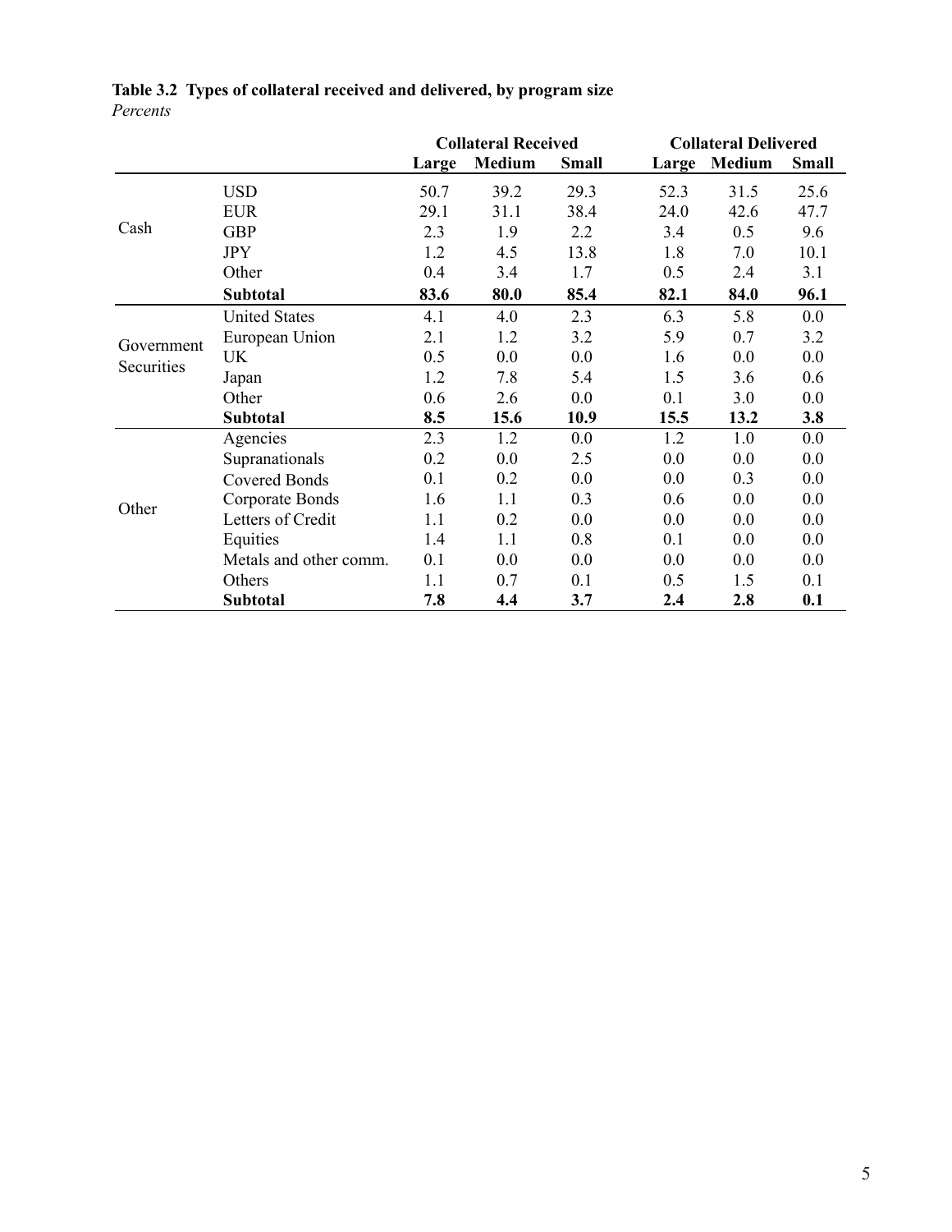**Table 3.2 Types of collateral received and delivered, by program size**
*Percents*

| | | Collateral Received | | | Collateral Delivered | | |
|---|---|---|---|---|---|---|---|
| | | Large | Medium | Small | Large | Medium | Small |
| Cash | USD | 50.7 | 39.2 | 29.3 | 52.3 | 31.5 | 25.6 |
| | EUR | 29.1 | 31.1 | 38.4 | 24.0 | 42.6 | 47.7 |
| | GBP | 2.3 | 1.9 | 2.2 | 3.4 | 0.5 | 9.6 |
| | JPY | 1.2 | 4.5 | 13.8 | 1.8 | 7.0 | 10.1 |
| | Other | 0.4 | 3.4 | 1.7 | 0.5 | 2.4 | 3.1 |
| | **Subtotal** | **83.6** | **80.0** | **85.4** | **82.1** | **84.0** | **96.1** |
| Government Securities | United States | 4.1 | 4.0 | 2.3 | 6.3 | 5.8 | 0.0 |
| | European Union | 2.1 | 1.2 | 3.2 | 5.9 | 0.7 | 3.2 |
| | UK | 0.5 | 0.0 | 0.0 | 1.6 | 0.0 | 0.0 |
| | Japan | 1.2 | 7.8 | 5.4 | 1.5 | 3.6 | 0.6 |
| | Other | 0.6 | 2.6 | 0.0 | 0.1 | 3.0 | 0.0 |
| | **Subtotal** | **8.5** | **15.6** | **10.9** | **15.5** | **13.2** | **3.8** |
| Other | Agencies | 2.3 | 1.2 | 0.0 | 1.2 | 1.0 | 0.0 |
| | Supranationals | 0.2 | 0.0 | 2.5 | 0.0 | 0.0 | 0.0 |
| | Covered Bonds | 0.1 | 0.2 | 0.0 | 0.0 | 0.3 | 0.0 |
| | Corporate Bonds | 1.6 | 1.1 | 0.3 | 0.6 | 0.0 | 0.0 |
| | Letters of Credit | 1.1 | 0.2 | 0.0 | 0.0 | 0.0 | 0.0 |
| | Equities | 1.4 | 1.1 | 0.8 | 0.1 | 0.0 | 0.0 |
| | Metals and other comm. | 0.1 | 0.0 | 0.0 | 0.0 | 0.0 | 0.0 |
| | Others | 1.1 | 0.7 | 0.1 | 0.5 | 1.5 | 0.1 |
| | **Subtotal** | **7.8** | **4.4** | **3.7** | **2.4** | **2.8** | **0.1** |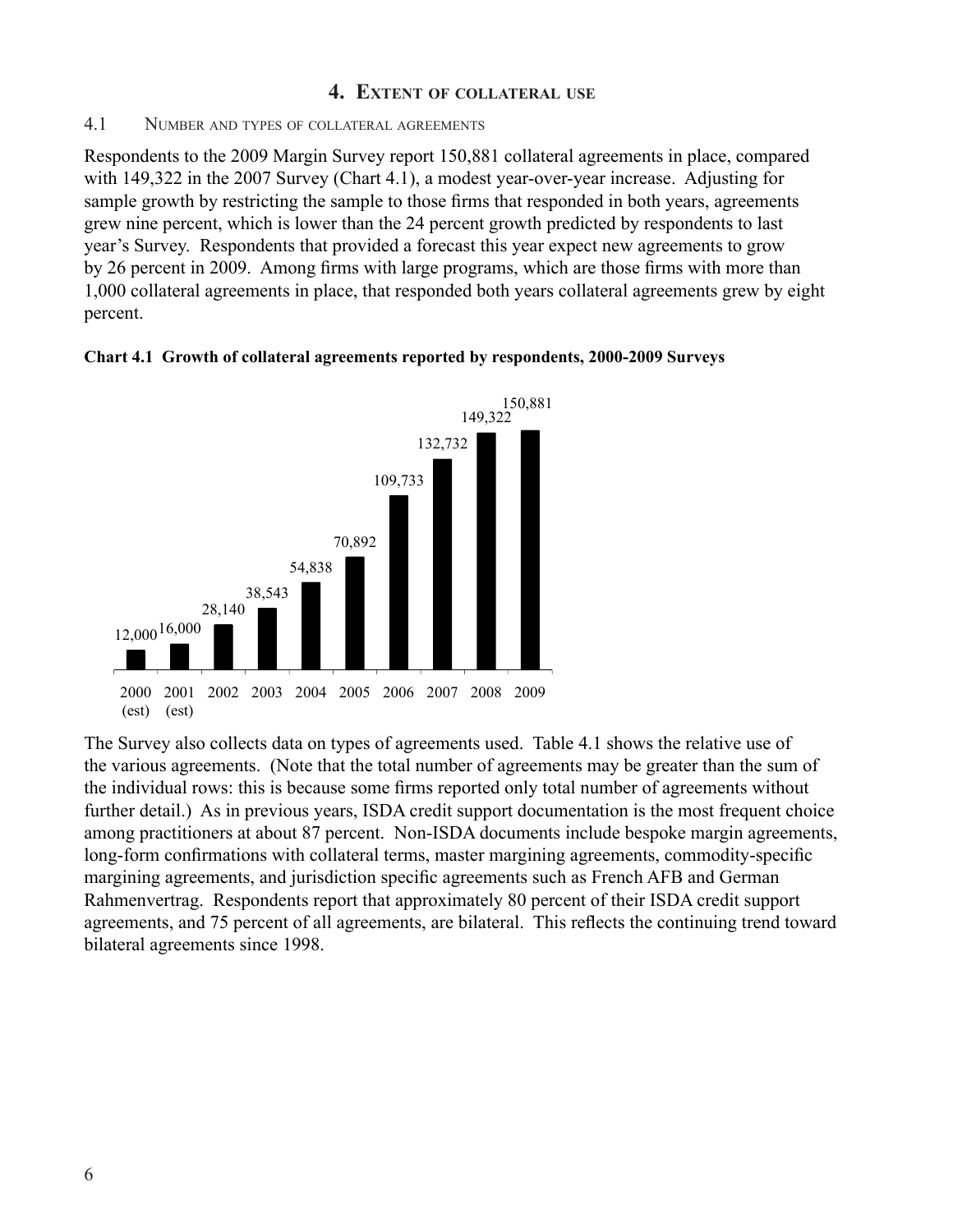## 4. Extent of collateral use

### 4.1 Number and types of collateral agreements

Respondents to the 2009 Margin Survey report 150,881 collateral agreements in place, compared with 149,322 in the 2007 Survey (Chart 4.1), a modest year-over-year increase. Adjusting for sample growth by restricting the sample to those firms that responded in both years, agreements grew nine percent, which is lower than the 24 percent growth predicted by respondents to last year's Survey. Respondents that provided a forecast this year expect new agreements to grow by 26 percent in 2009. Among firms with large programs, which are those firms with more than 1,000 collateral agreements in place, that responded both years collateral agreements grew by eight percent.

**Chart 4.1 Growth of collateral agreements reported by respondents, 2000-2009 Surveys**

| Year | Collateral agreements |
|---|---|
| 2000 (est) | 12,000 |
| 2001 (est) | 16,000 |
| 2002 | 28,140 |
| 2003 | 38,543 |
| 2004 | 54,838 |
| 2005 | 70,892 |
| 2006 | 109,733 |
| 2007 | 132,732 |
| 2008 | 149,322 |
| 2009 | 150,881 |

The Survey also collects data on types of agreements used. Table 4.1 shows the relative use of the various agreements. (Note that the total number of agreements may be greater than the sum of the individual rows: this is because some firms reported only total number of agreements without further detail.) As in previous years, ISDA credit support documentation is the most frequent choice among practitioners at about 87 percent. Non-ISDA documents include bespoke margin agreements, long-form confirmations with collateral terms, master margining agreements, commodity-specific margining agreements, and jurisdiction specific agreements such as French AFB and German Rahmenvertrag. Respondents report that approximately 80 percent of their ISDA credit support agreements, and 75 percent of all agreements, are bilateral. This reflects the continuing trend toward bilateral agreements since 1998.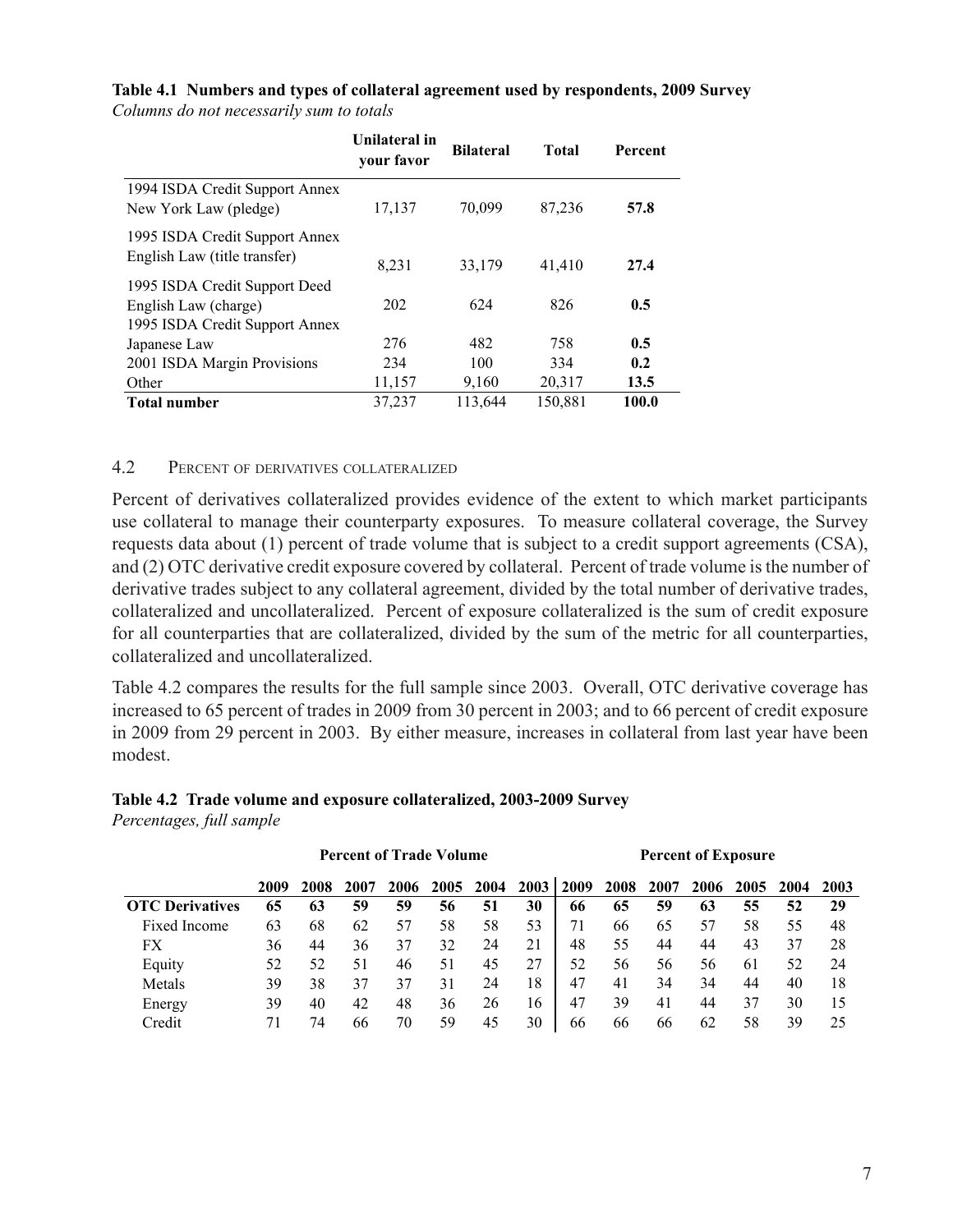**Table 4.1 Numbers and types of collateral agreement used by respondents, 2009 Survey**
*Columns do not necessarily sum to totals*

| | Unilateral in your favor | Bilateral | Total | Percent |
|---|---|---|---|---|
| 1994 ISDA Credit Support Annex New York Law (pledge) | 17,137 | 70,099 | 87,236 | **57.8** |
| 1995 ISDA Credit Support Annex English Law (title transfer) | 8,231 | 33,179 | 41,410 | **27.4** |
| 1995 ISDA Credit Support Deed English Law (charge) | 202 | 624 | 826 | **0.5** |
| 1995 ISDA Credit Support Annex Japanese Law | 276 | 482 | 758 | **0.5** |
| 2001 ISDA Margin Provisions | 234 | 100 | 334 | **0.2** |
| Other | 11,157 | 9,160 | 20,317 | **13.5** |
| **Total number** | 37,237 | 113,644 | 150,881 | **100.0** |

## 4.2 Percent of derivatives collateralized

Percent of derivatives collateralized provides evidence of the extent to which market participants use collateral to manage their counterparty exposures. To measure collateral coverage, the Survey requests data about (1) percent of trade volume that is subject to a credit support agreements (CSA), and (2) OTC derivative credit exposure covered by collateral. Percent of trade volume is the number of derivative trades subject to any collateral agreement, divided by the total number of derivative trades, collateralized and uncollateralized. Percent of exposure collateralized is the sum of credit exposure for all counterparties that are collateralized, divided by the sum of the metric for all counterparties, collateralized and uncollateralized.

Table 4.2 compares the results for the full sample since 2003. Overall, OTC derivative coverage has increased to 65 percent of trades in 2009 from 30 percent in 2003; and to 66 percent of credit exposure in 2009 from 29 percent in 2003. By either measure, increases in collateral from last year have been modest.

**Table 4.2 Trade volume and exposure collateralized, 2003-2009 Survey**
*Percentages, full sample*

| | Percent of Trade Volume | | | | | | | Percent of Exposure | | | | | | |
|---|---|---|---|---|---|---|---|---|---|---|---|---|---|---|
| | **2009** | **2008** | **2007** | **2006** | **2005** | **2004** | **2003** | **2009** | **2008** | **2007** | **2006** | **2005** | **2004** | **2003** |
| **OTC Derivatives** | **65** | **63** | **59** | **59** | **56** | **51** | **30** | **66** | **65** | **59** | **63** | **55** | **52** | **29** |
| Fixed Income | 63 | 68 | 62 | 57 | 58 | 58 | 53 | 71 | 66 | 65 | 57 | 58 | 55 | 48 |
| FX | 36 | 44 | 36 | 37 | 32 | 24 | 21 | 48 | 55 | 44 | 44 | 43 | 37 | 28 |
| Equity | 52 | 52 | 51 | 46 | 51 | 45 | 27 | 52 | 56 | 56 | 56 | 61 | 52 | 24 |
| Metals | 39 | 38 | 37 | 37 | 31 | 24 | 18 | 47 | 41 | 34 | 34 | 44 | 40 | 18 |
| Energy | 39 | 40 | 42 | 48 | 36 | 26 | 16 | 47 | 39 | 41 | 44 | 37 | 30 | 15 |
| Credit | 71 | 74 | 66 | 70 | 59 | 45 | 30 | 66 | 66 | 66 | 62 | 58 | 39 | 25 |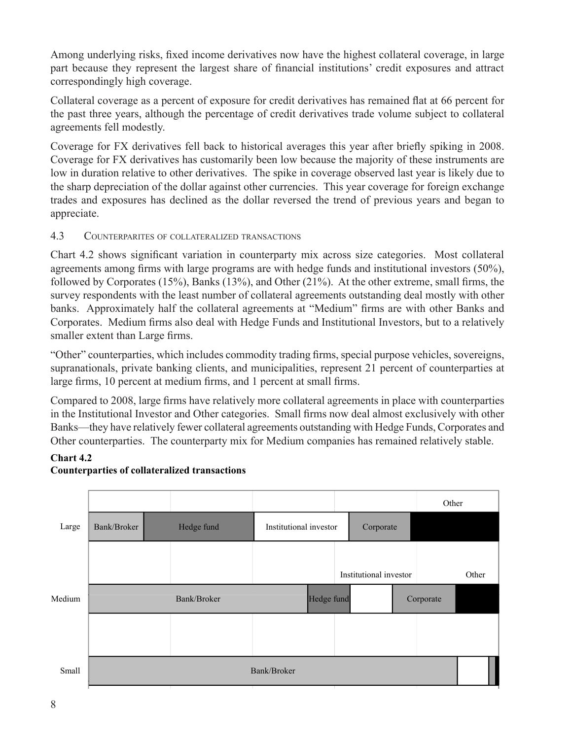Among underlying risks, fixed income derivatives now have the highest collateral coverage, in large part because they represent the largest share of financial institutions' credit exposures and attract correspondingly high coverage.

Collateral coverage as a percent of exposure for credit derivatives has remained flat at 66 percent for the past three years, although the percentage of credit derivatives trade volume subject to collateral agreements fell modestly.

Coverage for FX derivatives fell back to historical averages this year after briefly spiking in 2008. Coverage for FX derivatives has customarily been low because the majority of these instruments are low in duration relative to other derivatives. The spike in coverage observed last year is likely due to the sharp depreciation of the dollar against other currencies. This year coverage for foreign exchange trades and exposures has declined as the dollar reversed the trend of previous years and began to appreciate.

### 4.3 Counterparites of collateralized transactions

Chart 4.2 shows significant variation in counterparty mix across size categories. Most collateral agreements among firms with large programs are with hedge funds and institutional investors (50%), followed by Corporates (15%), Banks (13%), and Other (21%). At the other extreme, small firms, the survey respondents with the least number of collateral agreements outstanding deal mostly with other banks. Approximately half the collateral agreements at "Medium" firms are with other Banks and Corporates. Medium firms also deal with Hedge Funds and Institutional Investors, but to a relatively smaller extent than Large firms.

"Other" counterparties, which includes commodity trading firms, special purpose vehicles, sovereigns, supranationals, private banking clients, and municipalities, represent 21 percent of counterparties at large firms, 10 percent at medium firms, and 1 percent at small firms.

Compared to 2008, large firms have relatively more collateral agreements in place with counterparties in the Institutional Investor and Other categories. Small firms now deal almost exclusively with other Banks—they have relatively fewer collateral agreements outstanding with Hedge Funds, Corporates and Other counterparties. The counterparty mix for Medium companies has remained relatively stable.

**Chart 4.2**
**Counterparties of collateralized transactions**

Large: Bank/Broker, Hedge fund, Institutional investor, Corporate, Other

Medium: Bank/Broker, Hedge fund, Institutional investor, Corporate, Other

Small: Bank/Broker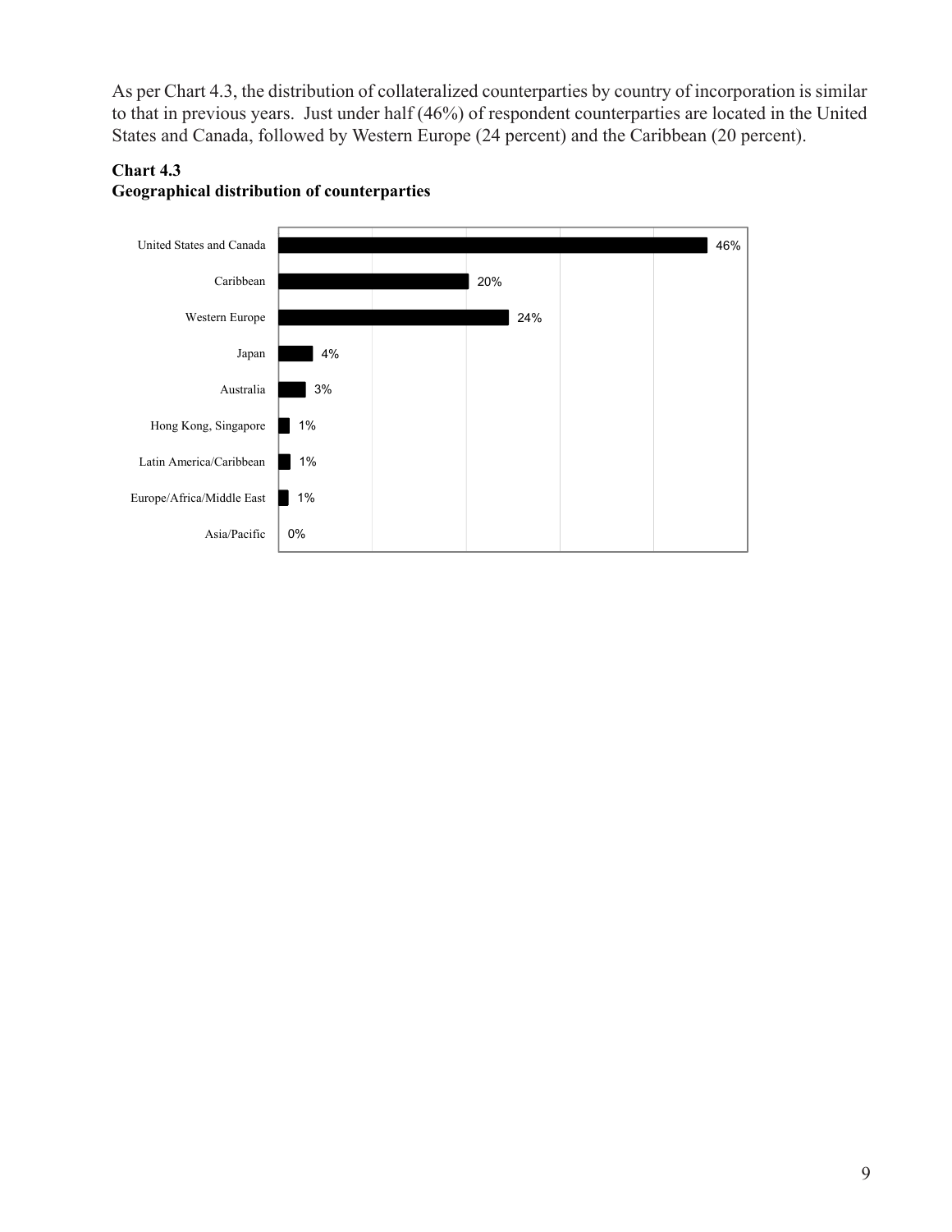As per Chart 4.3, the distribution of collateralized counterparties by country of incorporation is similar to that in previous years. Just under half (46%) of respondent counterparties are located in the United States and Canada, followed by Western Europe (24 percent) and the Caribbean (20 percent).

**Chart 4.3**
**Geographical distribution of counterparties**

| Region | Share |
|---|---|
| United States and Canada | 46% |
| Caribbean | 20% |
| Western Europe | 24% |
| Japan | 4% |
| Australia | 3% |
| Hong Kong, Singapore | 1% |
| Latin America/Caribbean | 1% |
| Europe/Africa/Middle East | 1% |
| Asia/Pacific | 0% |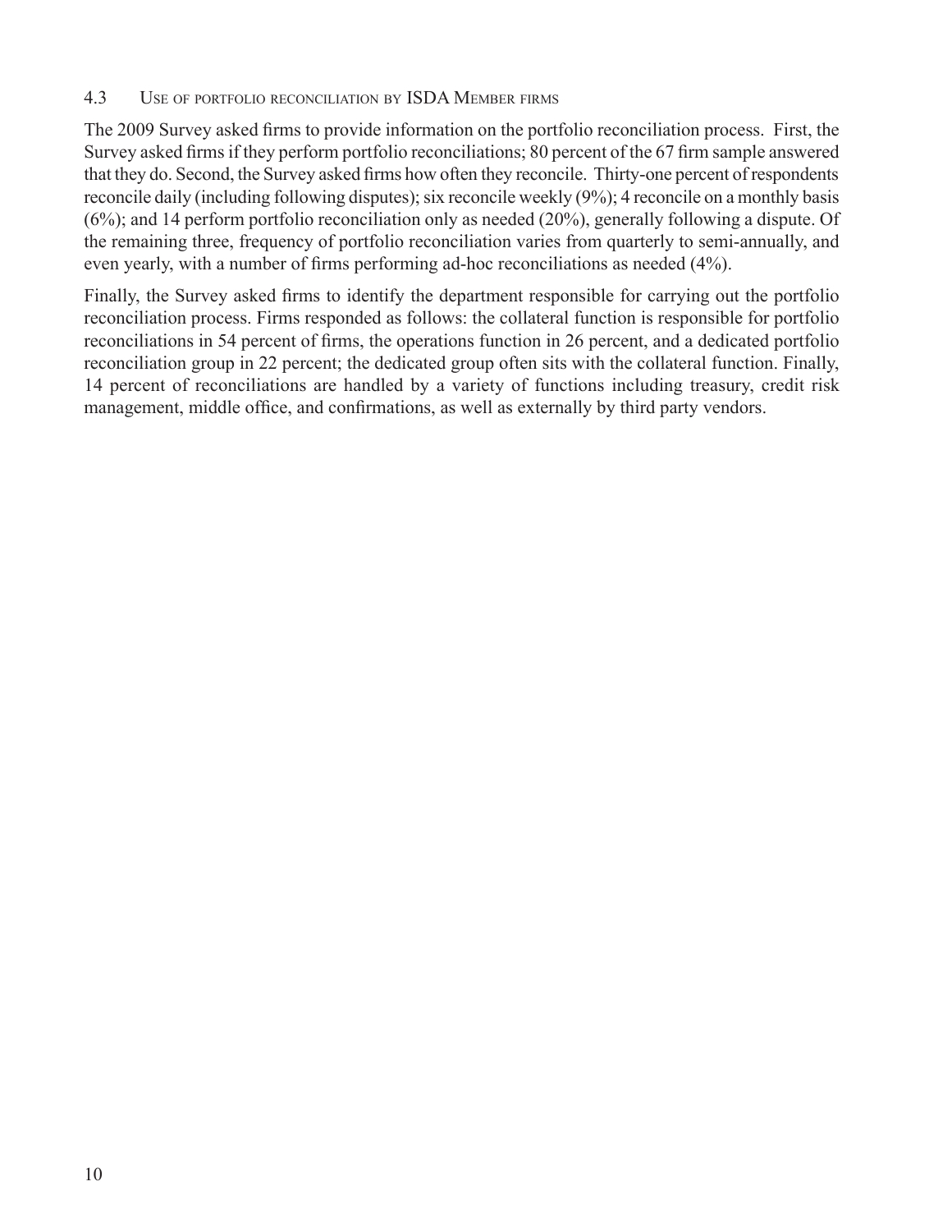### 4.3 Use of portfolio reconciliation by ISDA Member firms

The 2009 Survey asked firms to provide information on the portfolio reconciliation process. First, the Survey asked firms if they perform portfolio reconciliations; 80 percent of the 67 firm sample answered that they do. Second, the Survey asked firms how often they reconcile. Thirty-one percent of respondents reconcile daily (including following disputes); six reconcile weekly (9%); 4 reconcile on a monthly basis (6%); and 14 perform portfolio reconciliation only as needed (20%), generally following a dispute. Of the remaining three, frequency of portfolio reconciliation varies from quarterly to semi-annually, and even yearly, with a number of firms performing ad-hoc reconciliations as needed (4%).

Finally, the Survey asked firms to identify the department responsible for carrying out the portfolio reconciliation process. Firms responded as follows: the collateral function is responsible for portfolio reconciliations in 54 percent of firms, the operations function in 26 percent, and a dedicated portfolio reconciliation group in 22 percent; the dedicated group often sits with the collateral function. Finally, 14 percent of reconciliations are handled by a variety of functions including treasury, credit risk management, middle office, and confirmations, as well as externally by third party vendors.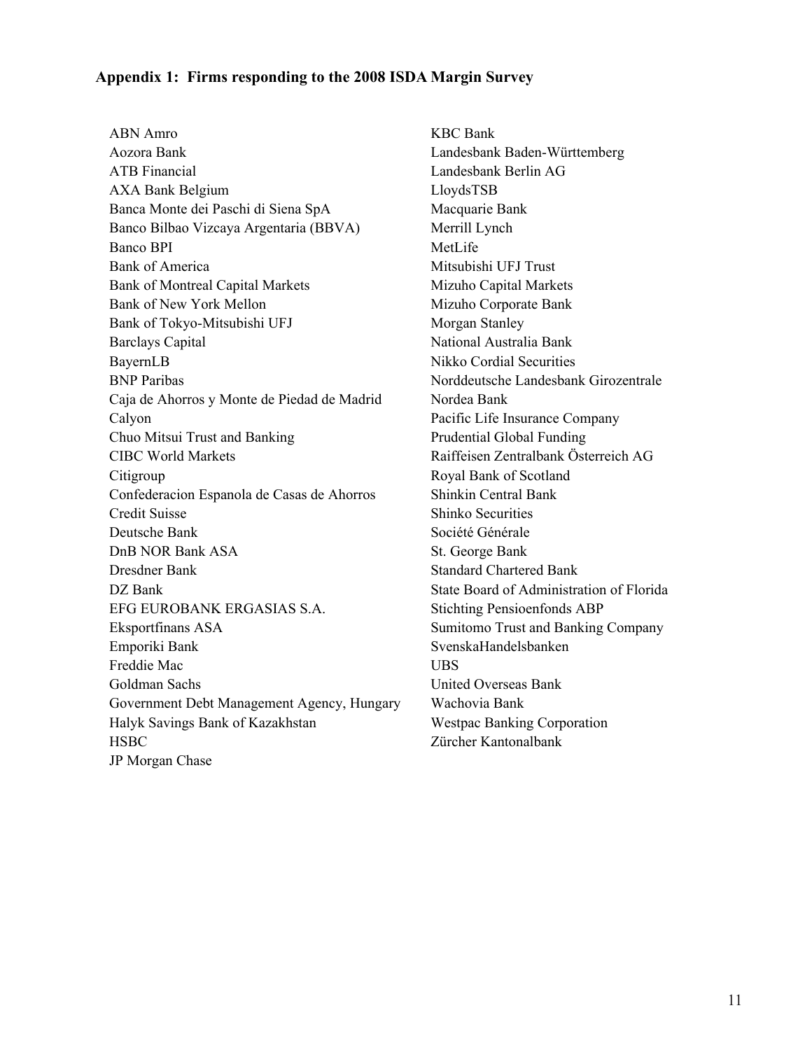## Appendix 1: Firms responding to the 2008 ISDA Margin Survey

ABN Amro
Aozora Bank
ATB Financial
AXA Bank Belgium
Banca Monte dei Paschi di Siena SpA
Banco Bilbao Vizcaya Argentaria (BBVA)
Banco BPI
Bank of America
Bank of Montreal Capital Markets
Bank of New York Mellon
Bank of Tokyo-Mitsubishi UFJ
Barclays Capital
BayernLB
BNP Paribas
Caja de Ahorros y Monte de Piedad de Madrid
Calyon
Chuo Mitsui Trust and Banking
CIBC World Markets
Citigroup
Confederacion Espanola de Casas de Ahorros
Credit Suisse
Deutsche Bank
DnB NOR Bank ASA
Dresdner Bank
DZ Bank
EFG EUROBANK ERGASIAS S.A.
Eksportfinans ASA
Emporiki Bank
Freddie Mac
Goldman Sachs
Government Debt Management Agency, Hungary
Halyk Savings Bank of Kazakhstan
HSBC
JP Morgan Chase
KBC Bank
Landesbank Baden-Württemberg
Landesbank Berlin AG
LloydsTSB
Macquarie Bank
Merrill Lynch
MetLife
Mitsubishi UFJ Trust
Mizuho Capital Markets
Mizuho Corporate Bank
Morgan Stanley
National Australia Bank
Nikko Cordial Securities
Norddeutsche Landesbank Girozentrale
Nordea Bank
Pacific Life Insurance Company
Prudential Global Funding
Raiffeisen Zentralbank Österreich AG
Royal Bank of Scotland
Shinkin Central Bank
Shinko Securities
Société Générale
St. George Bank
Standard Chartered Bank
State Board of Administration of Florida
Stichting Pensioenfonds ABP
Sumitomo Trust and Banking Company
SvenskaHandelsbanken
UBS
United Overseas Bank
Wachovia Bank
Westpac Banking Corporation
Zürcher Kantonalbank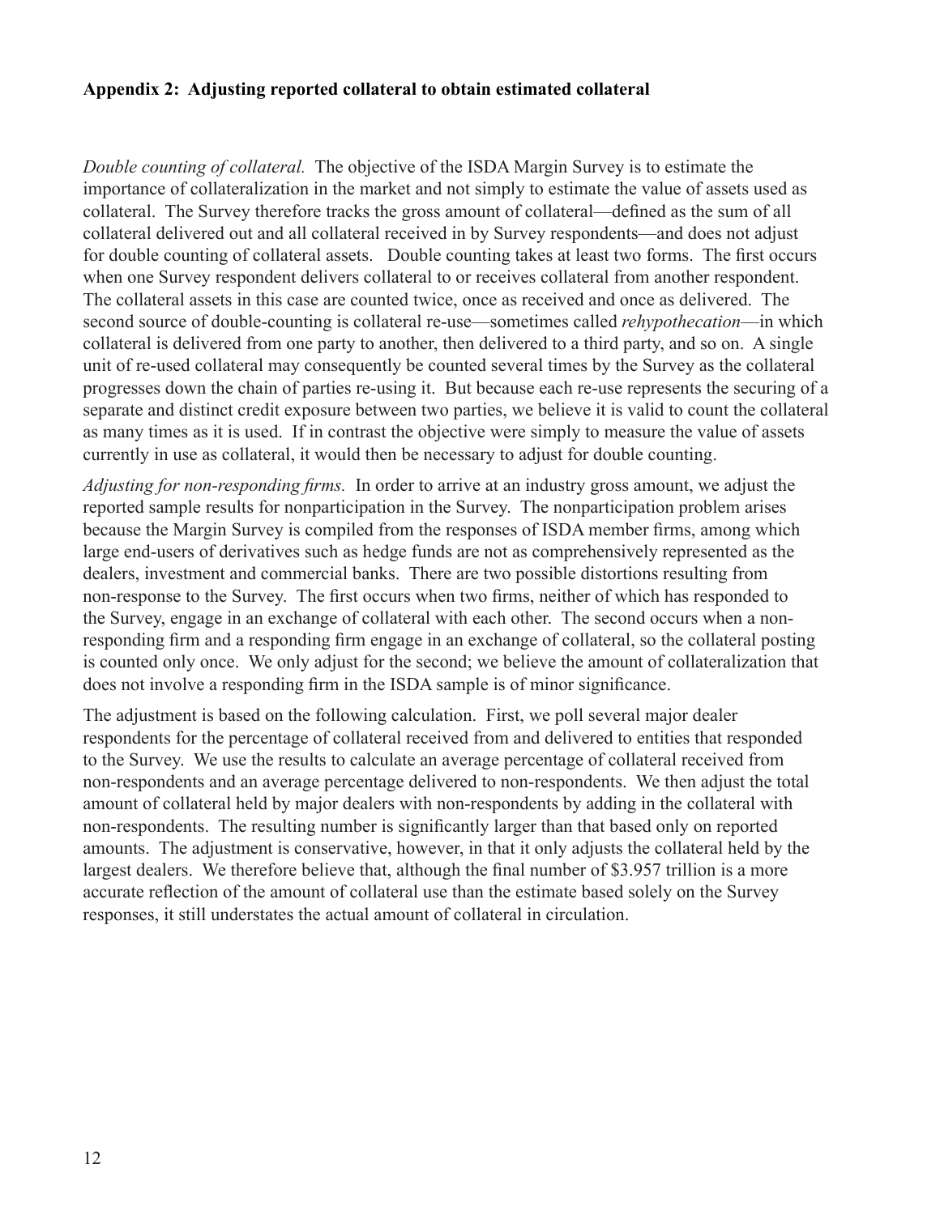**Appendix 2: Adjusting reported collateral to obtain estimated collateral**

*Double counting of collateral.* The objective of the ISDA Margin Survey is to estimate the importance of collateralization in the market and not simply to estimate the value of assets used as collateral. The Survey therefore tracks the gross amount of collateral—defined as the sum of all collateral delivered out and all collateral received in by Survey respondents—and does not adjust for double counting of collateral assets. Double counting takes at least two forms. The first occurs when one Survey respondent delivers collateral to or receives collateral from another respondent. The collateral assets in this case are counted twice, once as received and once as delivered. The second source of double-counting is collateral re-use—sometimes called *rehypothecation*—in which collateral is delivered from one party to another, then delivered to a third party, and so on. A single unit of re-used collateral may consequently be counted several times by the Survey as the collateral progresses down the chain of parties re-using it. But because each re-use represents the securing of a separate and distinct credit exposure between two parties, we believe it is valid to count the collateral as many times as it is used. If in contrast the objective were simply to measure the value of assets currently in use as collateral, it would then be necessary to adjust for double counting.

*Adjusting for non-responding firms.* In order to arrive at an industry gross amount, we adjust the reported sample results for nonparticipation in the Survey. The nonparticipation problem arises because the Margin Survey is compiled from the responses of ISDA member firms, among which large end-users of derivatives such as hedge funds are not as comprehensively represented as the dealers, investment and commercial banks. There are two possible distortions resulting from non-response to the Survey. The first occurs when two firms, neither of which has responded to the Survey, engage in an exchange of collateral with each other. The second occurs when a non-responding firm and a responding firm engage in an exchange of collateral, so the collateral posting is counted only once. We only adjust for the second; we believe the amount of collateralization that does not involve a responding firm in the ISDA sample is of minor significance.

The adjustment is based on the following calculation. First, we poll several major dealer respondents for the percentage of collateral received from and delivered to entities that responded to the Survey. We use the results to calculate an average percentage of collateral received from non-respondents and an average percentage delivered to non-respondents. We then adjust the total amount of collateral held by major dealers with non-respondents by adding in the collateral with non-respondents. The resulting number is significantly larger than that based only on reported amounts. The adjustment is conservative, however, in that it only adjusts the collateral held by the largest dealers. We therefore believe that, although the final number of $3.957 trillion is a more accurate reflection of the amount of collateral use than the estimate based solely on the Survey responses, it still understates the actual amount of collateral in circulation.